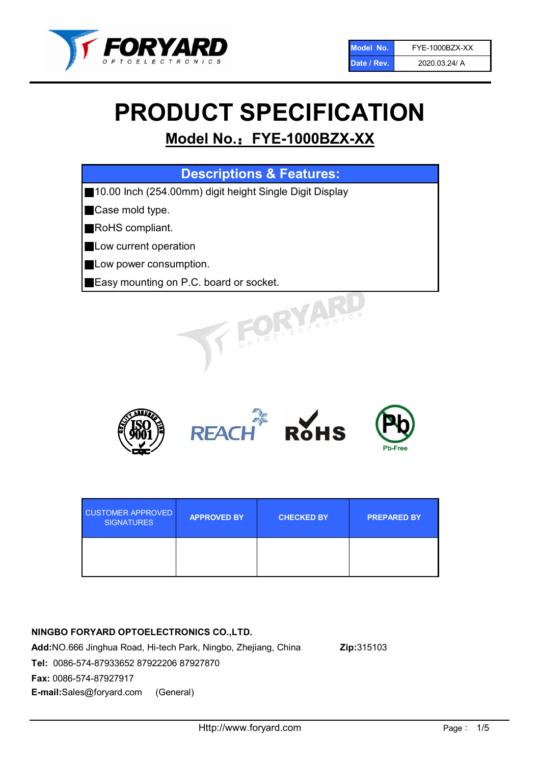| Model No. | FYE-1000BZX-XX |
| --- | --- |
| Date / Rev. | 2020.03.24/ A |

# PRODUCT SPECIFICATION

## Model No.：FYE-1000BZX-XX

| Descriptions & Features: |
| --- |
| ■10.00 Inch (254.00mm) digit height Single Digit Display |
| ■Case mold type. |
| ■RoHS compliant. |
| ■Low current operation |
| ■Low power consumption. |
| ■Easy mounting on P.C. board or socket. |

| CUSTOMER APPROVED SIGNATURES | APPROVED BY | CHECKED BY | PREPARED BY |
| --- | --- | --- | --- |
| | | | |

**NINGBO FORYARD OPTOELECTRONICS CO.,LTD.**

**Add:**NO.666 Jinghua Road, Hi-tech Park, Ningbo, Zhejiang, China **Zip:**315103

**Tel:** 0086-574-87933652 87922206 87927870

**Fax:** 0086-574-87927917

**E-mail:**Sales@foryard.com (General)

Http://www.foryard.com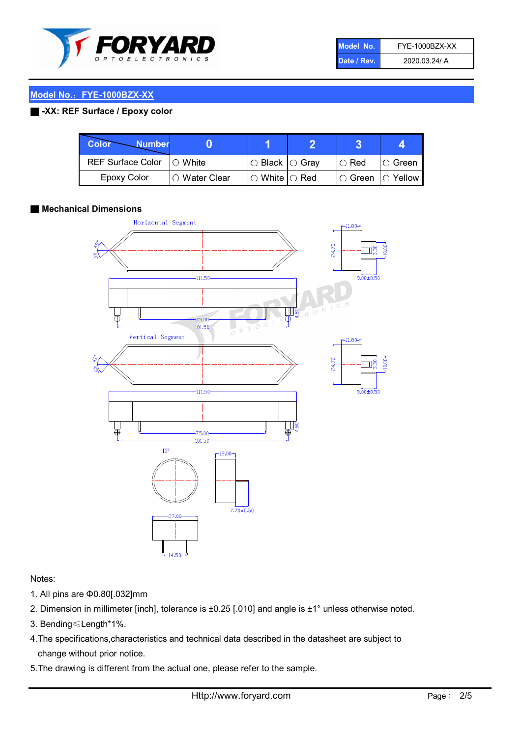| Model No. | FYE-1000BZX-XX |
|---|---|
| Date / Rev. | 2020.03.24/ A |

## Model No.：FYE-1000BZX-XX

### -XX: REF Surface / Epoxy color

| Color \ Number | 0 | 1 | 2 | 3 | 4 |
|---|---|---|---|---|---|
| REF Surface Color | ○ White | ○ Black | ○ Gray | ○ Red | ○ Green |
| Epoxy Color | ○ Water Clear | ○ White | ○ Red | ○ Green | ○ Yellow |

### Mechanical Dimensions

Notes:

1. All pins are Φ0.80[.032]mm
2. Dimension in millimeter [inch], tolerance is ±0.25 [.010] and angle is ±1° unless otherwise noted.
3. Bending≤Length*1%.
4. The specifications,characteristics and technical data described in the datasheet are subject to change without prior notice.
5. The drawing is different from the actual one, please refer to the sample.

Http://www.foryard.com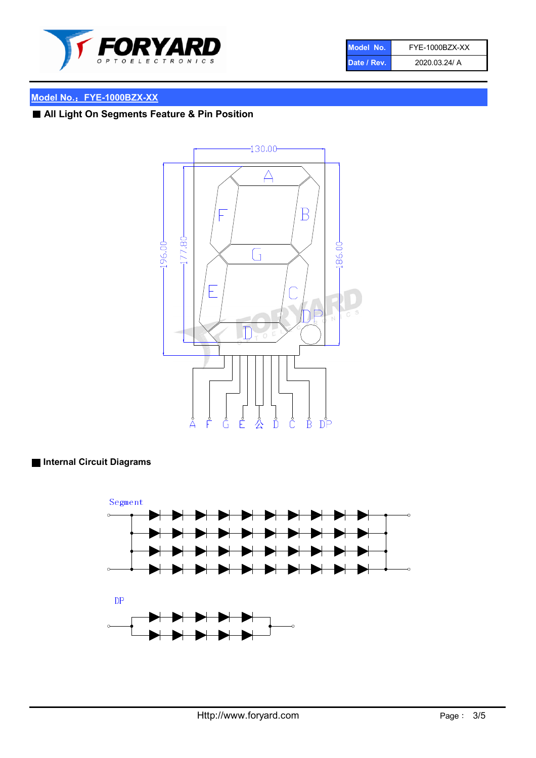| Model No. | FYE-1000BZX-XX |
| --- | --- |
| Date / Rev. | 2020.03.24/ A |

## Model No.：FYE-1000BZX-XX

### ■ All Light On Segments Feature & Pin Position

130.00

196.00

177.80

186.00

A F G E 公 D C B DP

### ■ Internal Circuit Diagrams

Segment

DP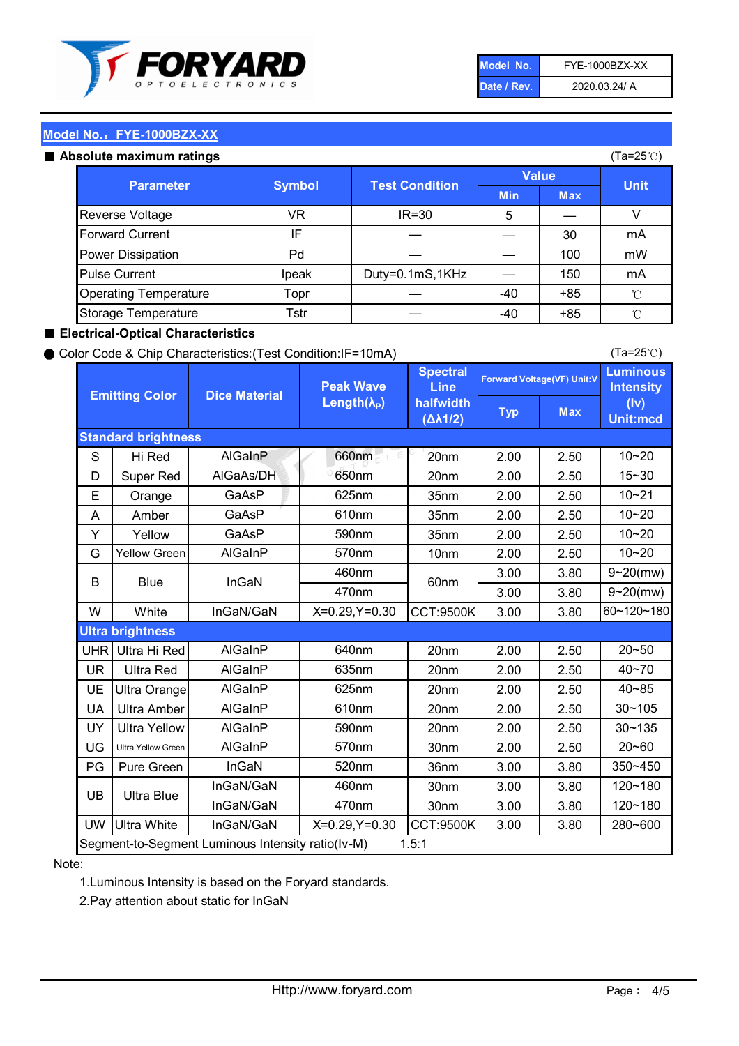| Model No. | FYE-1000BZX-XX |
|---|---|
| Date / Rev. | 2020.03.24/ A |

## Model No.：FYE-1000BZX-XX

### ■ Absolute maximum ratings

(Ta=25℃)

| Parameter | Symbol | Test Condition | Value | | Unit |
|---|---|---|---|---|---|
| | | | Min | Max | |
| Reverse Voltage | VR | IR=30 | 5 | — | V |
| Forward Current | IF | — | — | 30 | mA |
| Power Dissipation | Pd | — | — | 100 | mW |
| Pulse Current | Ipeak | Duty=0.1mS,1KHz | — | 150 | mA |
| Operating Temperature | Topr | — | -40 | +85 | ℃ |
| Storage Temperature | Tstr | — | -40 | +85 | ℃ |

### ■ Electrical-Optical Characteristics

● Color Code & Chip Characteristics:(Test Condition:IF=10mA)

(Ta=25℃)

| Emitting Color | | Dice Material | Peak Wave Length($\lambda_P$) | Spectral Line halfwidth ($\Delta\lambda 1/2$) | Forward Voltage(VF) Unit:V | | Luminous Intensity (Iv) Unit:mcd |
|---|---|---|---|---|---|---|---|
| | | | | | Typ | Max | |
| **Standard brightness** | | | | | | | |
| S | Hi Red | AlGaInP | 660nm | 20nm | 2.00 | 2.50 | 10~20 |
| D | Super Red | AlGaAs/DH | 650nm | 20nm | 2.00 | 2.50 | 15~30 |
| E | Orange | GaAsP | 625nm | 35nm | 2.00 | 2.50 | 10~21 |
| A | Amber | GaAsP | 610nm | 35nm | 2.00 | 2.50 | 10~20 |
| Y | Yellow | GaAsP | 590nm | 35nm | 2.00 | 2.50 | 10~20 |
| G | Yellow Green | AlGaInP | 570nm | 10nm | 2.00 | 2.50 | 10~20 |
| B | Blue | InGaN | 460nm | 60nm | 3.00 | 3.80 | 9~20(mw) |
| | | | 470nm | | 3.00 | 3.80 | 9~20(mw) |
| W | White | InGaN/GaN | X=0.29,Y=0.30 | CCT:9500K | 3.00 | 3.80 | 60~120~180 |
| **Ultra brightness** | | | | | | | |
| UHR | Ultra Hi Red | AlGaInP | 640nm | 20nm | 2.00 | 2.50 | 20~50 |
| UR | Ultra Red | AlGaInP | 635nm | 20nm | 2.00 | 2.50 | 40~70 |
| UE | Ultra Orange | AlGaInP | 625nm | 20nm | 2.00 | 2.50 | 40~85 |
| UA | Ultra Amber | AlGaInP | 610nm | 20nm | 2.00 | 2.50 | 30~105 |
| UY | Ultra Yellow | AlGaInP | 590nm | 20nm | 2.00 | 2.50 | 30~135 |
| UG | Ultra Yellow Green | AlGaInP | 570nm | 30nm | 2.00 | 2.50 | 20~60 |
| PG | Pure Green | InGaN | 520nm | 36nm | 3.00 | 3.80 | 350~450 |
| UB | Ultra Blue | InGaN/GaN | 460nm | 30nm | 3.00 | 3.80 | 120~180 |
| | | InGaN/GaN | 470nm | 30nm | 3.00 | 3.80 | 120~180 |
| UW | Ultra White | InGaN/GaN | X=0.29,Y=0.30 | CCT:9500K | 3.00 | 3.80 | 280~600 |
| Segment-to-Segment Luminous Intensity ratio(Iv-M) | | | | 1.5:1 | | | |

Note:

1.Luminous Intensity is based on the Foryard standards.

2.Pay attention about static for InGaN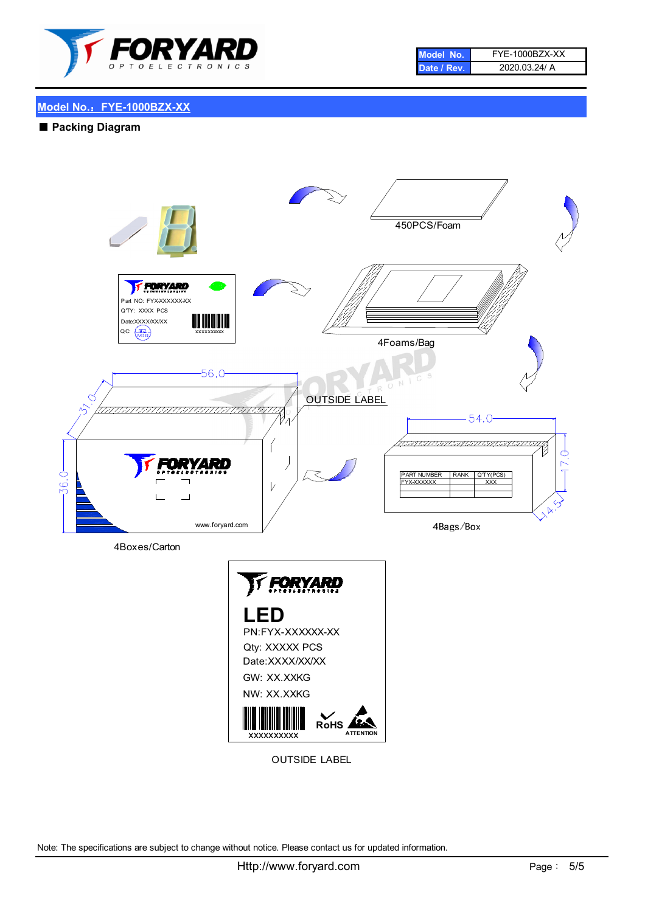| Model No. | FYE-1000BZX-XX |
| --- | --- |
| Date / Rev. | 2020.03.24/ A |

## Model No.: FYE-1000BZX-XX

### ■ Packing Diagram

450PCS/Foam

Part NO: FYX-XXXXXXX-XX
Q'TY: XXXX PCS
Date:XXXX/XX/XX
QC:
XXXXXXXXX

4Foams/Bag

56.0

31.0

36.0

OUTSIDE LABEL

54.0

17.0

14.5

| PART NUMBER | RANK | Q'TY(PCS) |
| --- | --- | --- |
| FYX-XXXXXX | | XXX |
| | | |
| | | |

www.foryard.com

4Boxes/Carton

4Bags/Box

LED
PN:FYX-XXXXXX-XX
Qty: XXXXX PCS
Date:XXXX/XX/XX
GW: XX.XXKG
NW: XX.XXKG
XXXXXXXXXX
RoHS
ATTENTION

OUTSIDE LABEL

Note: The specifications are subject to change without notice. Please contact us for updated information.